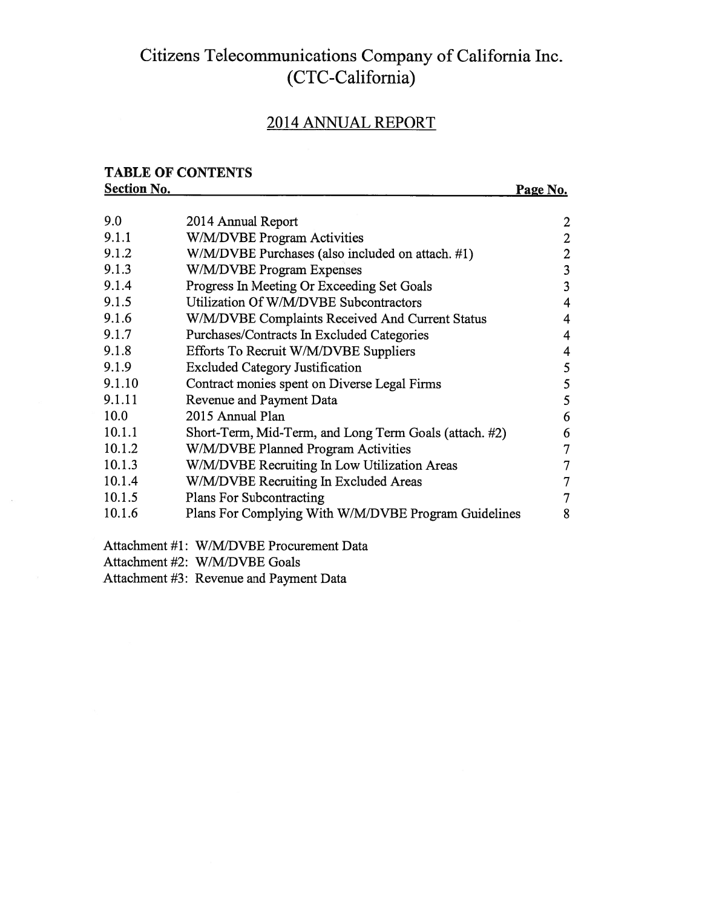# Citizens Telecommunications Company of California Inc.
# (CTC-California)

## 2014 ANNUAL REPORT

**TABLE OF CONTENTS**

| **Section No.** | | **Page No.** |
|---|---|---|
| 9.0 | 2014 Annual Report | 2 |
| 9.1.1 | W/M/DVBE Program Activities | 2 |
| 9.1.2 | W/M/DVBE Purchases (also included on attach. #1) | 2 |
| 9.1.3 | W/M/DVBE Program Expenses | 3 |
| 9.1.4 | Progress In Meeting Or Exceeding Set Goals | 3 |
| 9.1.5 | Utilization Of W/M/DVBE Subcontractors | 4 |
| 9.1.6 | W/M/DVBE Complaints Received And Current Status | 4 |
| 9.1.7 | Purchases/Contracts In Excluded Categories | 4 |
| 9.1.8 | Efforts To Recruit W/M/DVBE Suppliers | 4 |
| 9.1.9 | Excluded Category Justification | 5 |
| 9.1.10 | Contract monies spent on Diverse Legal Firms | 5 |
| 9.1.11 | Revenue and Payment Data | 5 |
| 10.0 | 2015 Annual Plan | 6 |
| 10.1.1 | Short-Term, Mid-Term, and Long Term Goals (attach. #2) | 6 |
| 10.1.2 | W/M/DVBE Planned Program Activities | 7 |
| 10.1.3 | W/M/DVBE Recruiting In Low Utilization Areas | 7 |
| 10.1.4 | W/M/DVBE Recruiting In Excluded Areas | 7 |
| 10.1.5 | Plans For Subcontracting | 7 |
| 10.1.6 | Plans For Complying With W/M/DVBE Program Guidelines | 8 |

Attachment #1: W/M/DVBE Procurement Data

Attachment #2: W/M/DVBE Goals

Attachment #3: Revenue and Payment Data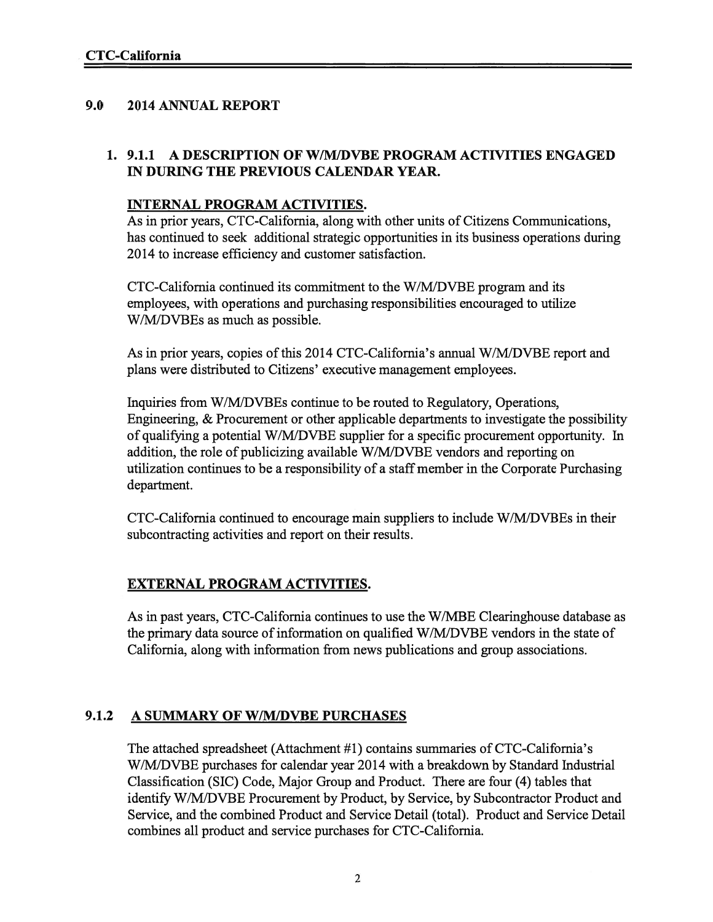## 9.0 2014 ANNUAL REPORT

### 1. 9.1.1 A DESCRIPTION OF W/M/DVBE PROGRAM ACTIVITIES ENGAGED IN DURING THE PREVIOUS CALENDAR YEAR.

**INTERNAL PROGRAM ACTIVITIES.**

As in prior years, CTC-California, along with other units of Citizens Communications, has continued to seek additional strategic opportunities in its business operations during 2014 to increase efficiency and customer satisfaction.

CTC-California continued its commitment to the W/M/DVBE program and its employees, with operations and purchasing responsibilities encouraged to utilize W/M/DVBEs as much as possible.

As in prior years, copies of this 2014 CTC-California's annual W/M/DVBE report and plans were distributed to Citizens' executive management employees.

Inquiries from W/M/DVBEs continue to be routed to Regulatory, Operations, Engineering, & Procurement or other applicable departments to investigate the possibility of qualifying a potential W/M/DVBE supplier for a specific procurement opportunity. In addition, the role of publicizing available W/M/DVBE vendors and reporting on utilization continues to be a responsibility of a staff member in the Corporate Purchasing department.

CTC-California continued to encourage main suppliers to include W/M/DVBEs in their subcontracting activities and report on their results.

**EXTERNAL PROGRAM ACTIVITIES.**

As in past years, CTC-California continues to use the W/MBE Clearinghouse database as the primary data source of information on qualified W/M/DVBE vendors in the state of California, along with information from news publications and group associations.

### 9.1.2 A SUMMARY OF W/M/DVBE PURCHASES

The attached spreadsheet (Attachment #1) contains summaries of CTC-California's W/M/DVBE purchases for calendar year 2014 with a breakdown by Standard Industrial Classification (SIC) Code, Major Group and Product. There are four (4) tables that identify W/M/DVBE Procurement by Product, by Service, by Subcontractor Product and Service, and the combined Product and Service Detail (total). Product and Service Detail combines all product and service purchases for CTC-California.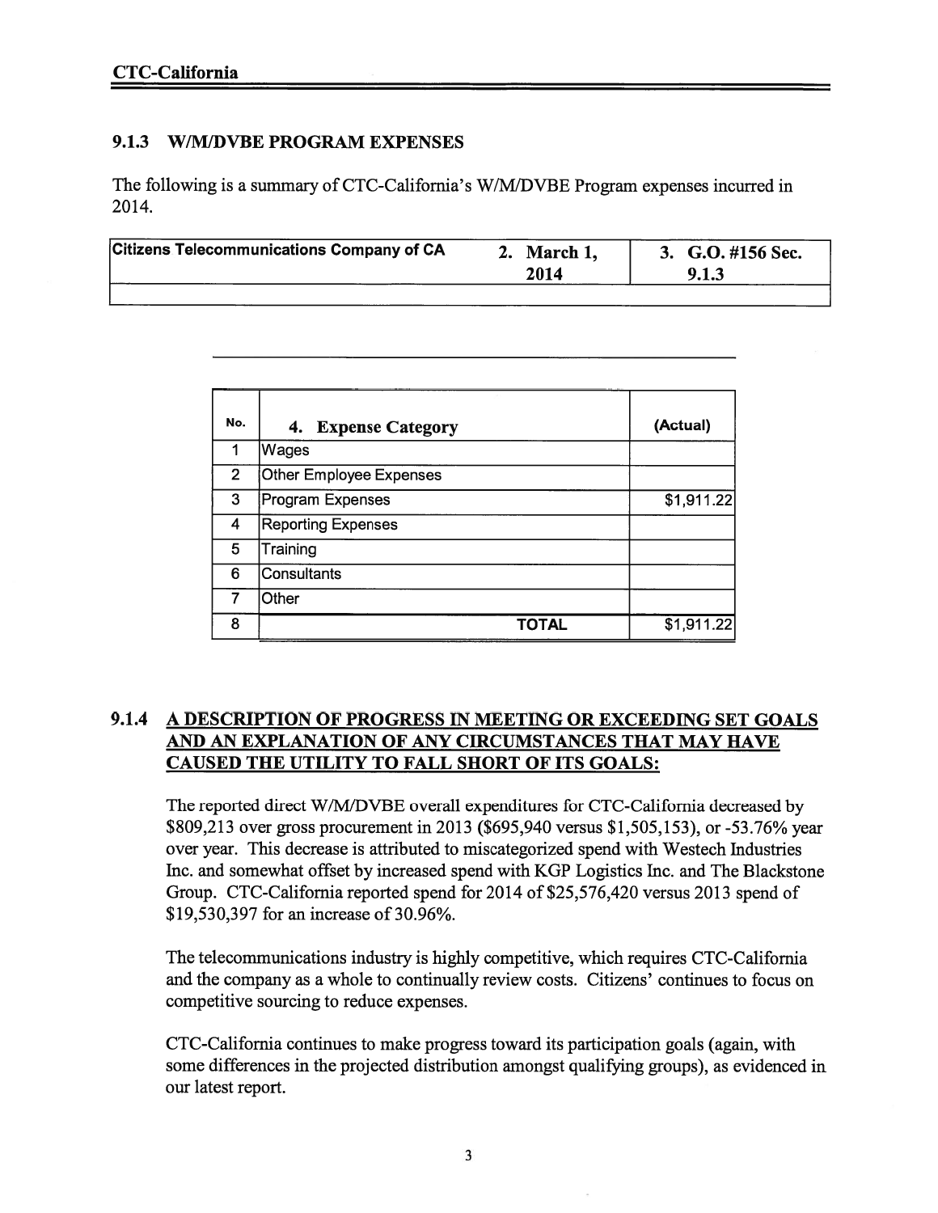**CTC-California**

### 9.1.3 W/M/DVBE PROGRAM EXPENSES

The following is a summary of CTC-California's W/M/DVBE Program expenses incurred in 2014.

| Citizens Telecommunications Company of CA | 2. March 1, 2014 | 3. G.O. #156 Sec. 9.1.3 |
|---|---|---|
| | | |

| No. | 4. Expense Category | (Actual) |
|---|---|---|
| 1 | Wages | |
| 2 | Other Employee Expenses | |
| 3 | Program Expenses | $1,911.22 |
| 4 | Reporting Expenses | |
| 5 | Training | |
| 6 | Consultants | |
| 7 | Other | |
| 8 | TOTAL | $1,911.22 |

### 9.1.4 A DESCRIPTION OF PROGRESS IN MEETING OR EXCEEDING SET GOALS AND AN EXPLANATION OF ANY CIRCUMSTANCES THAT MAY HAVE CAUSED THE UTILITY TO FALL SHORT OF ITS GOALS:

The reported direct W/M/DVBE overall expenditures for CTC-California decreased by $809,213 over gross procurement in 2013 ($695,940 versus $1,505,153), or -53.76% year over year. This decrease is attributed to miscategorized spend with Westech Industries Inc. and somewhat offset by increased spend with KGP Logistics Inc. and The Blackstone Group. CTC-California reported spend for 2014 of $25,576,420 versus 2013 spend of $19,530,397 for an increase of 30.96%.

The telecommunications industry is highly competitive, which requires CTC-California and the company as a whole to continually review costs. Citizens' continues to focus on competitive sourcing to reduce expenses.

CTC-California continues to make progress toward its participation goals (again, with some differences in the projected distribution amongst qualifying groups), as evidenced in our latest report.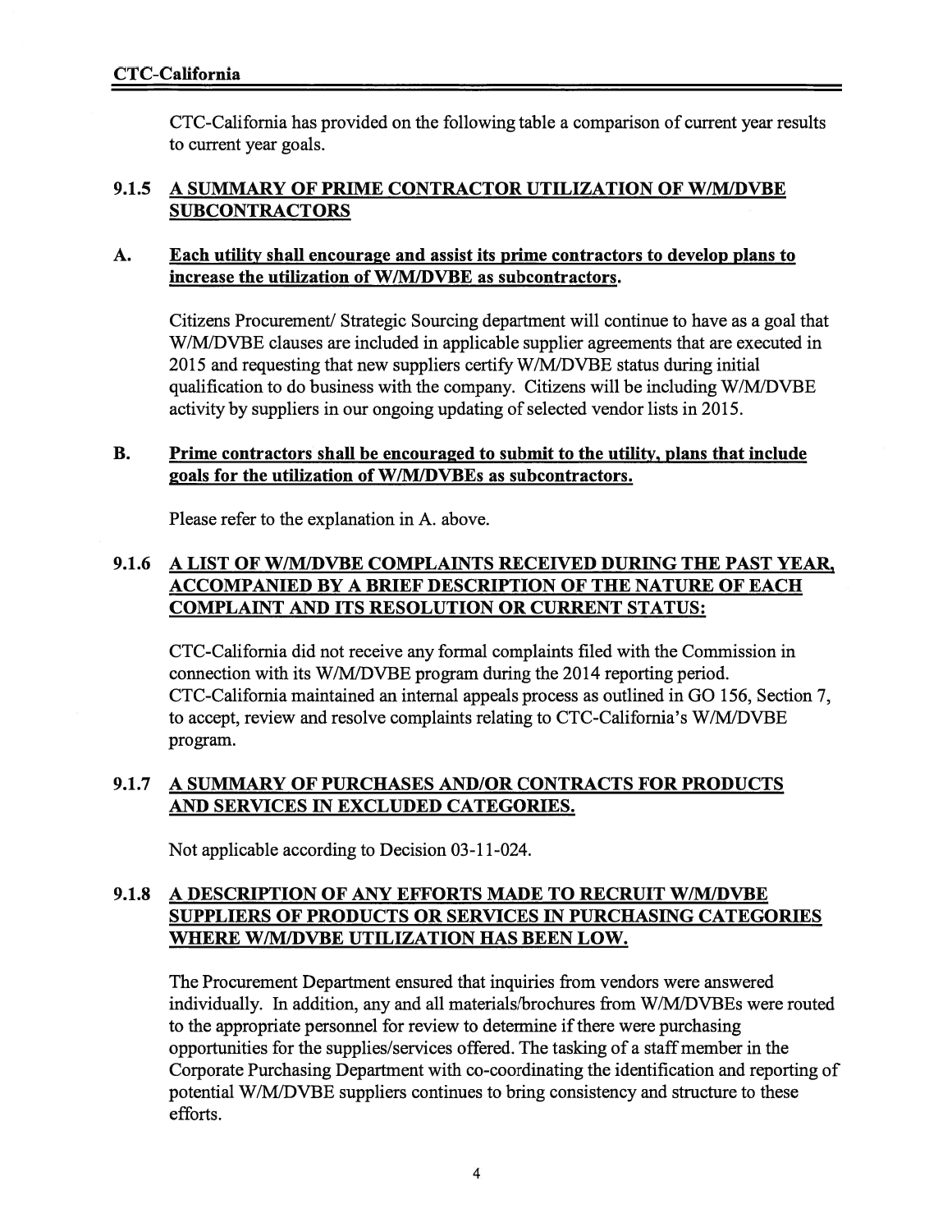CTC-California has provided on the following table a comparison of current year results to current year goals.

### 9.1.5 A SUMMARY OF PRIME CONTRACTOR UTILIZATION OF W/M/DVBE SUBCONTRACTORS

**A. Each utility shall encourage and assist its prime contractors to develop plans to increase the utilization of W/M/DVBE as subcontractors.**

Citizens Procurement/ Strategic Sourcing department will continue to have as a goal that W/M/DVBE clauses are included in applicable supplier agreements that are executed in 2015 and requesting that new suppliers certify W/M/DVBE status during initial qualification to do business with the company. Citizens will be including W/M/DVBE activity by suppliers in our ongoing updating of selected vendor lists in 2015.

**B. Prime contractors shall be encouraged to submit to the utility, plans that include goals for the utilization of W/M/DVBEs as subcontractors.**

Please refer to the explanation in A. above.

### 9.1.6 A LIST OF W/M/DVBE COMPLAINTS RECEIVED DURING THE PAST YEAR, ACCOMPANIED BY A BRIEF DESCRIPTION OF THE NATURE OF EACH COMPLAINT AND ITS RESOLUTION OR CURRENT STATUS:

CTC-California did not receive any formal complaints filed with the Commission in connection with its W/M/DVBE program during the 2014 reporting period. CTC-California maintained an internal appeals process as outlined in GO 156, Section 7, to accept, review and resolve complaints relating to CTC-California's W/M/DVBE program.

### 9.1.7 A SUMMARY OF PURCHASES AND/OR CONTRACTS FOR PRODUCTS AND SERVICES IN EXCLUDED CATEGORIES.

Not applicable according to Decision 03-11-024.

### 9.1.8 A DESCRIPTION OF ANY EFFORTS MADE TO RECRUIT W/M/DVBE SUPPLIERS OF PRODUCTS OR SERVICES IN PURCHASING CATEGORIES WHERE W/M/DVBE UTILIZATION HAS BEEN LOW.

The Procurement Department ensured that inquiries from vendors were answered individually. In addition, any and all materials/brochures from W/M/DVBEs were routed to the appropriate personnel for review to determine if there were purchasing opportunities for the supplies/services offered. The tasking of a staff member in the Corporate Purchasing Department with co-coordinating the identification and reporting of potential W/M/DVBE suppliers continues to bring consistency and structure to these efforts.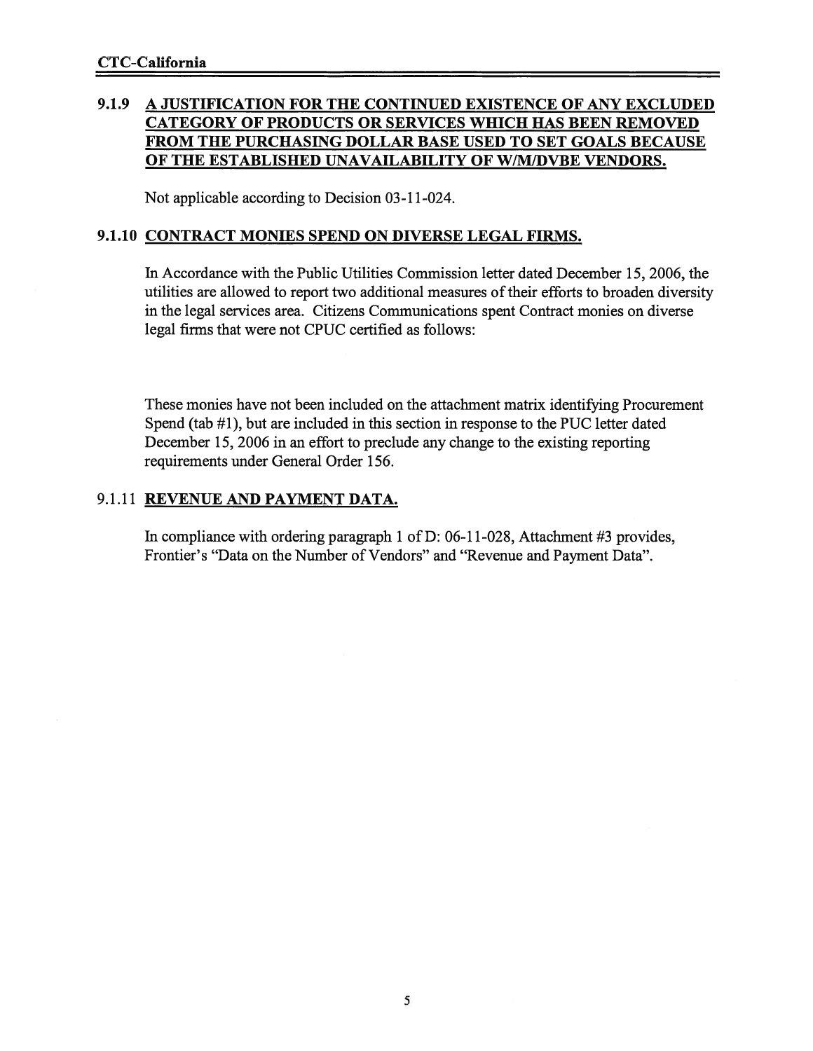### 9.1.9 A JUSTIFICATION FOR THE CONTINUED EXISTENCE OF ANY EXCLUDED CATEGORY OF PRODUCTS OR SERVICES WHICH HAS BEEN REMOVED FROM THE PURCHASING DOLLAR BASE USED TO SET GOALS BECAUSE OF THE ESTABLISHED UNAVAILABILITY OF W/M/DVBE VENDORS.

Not applicable according to Decision 03-11-024.

### 9.1.10 CONTRACT MONIES SPEND ON DIVERSE LEGAL FIRMS.

In Accordance with the Public Utilities Commission letter dated December 15, 2006, the utilities are allowed to report two additional measures of their efforts to broaden diversity in the legal services area. Citizens Communications spent Contract monies on diverse legal firms that were not CPUC certified as follows:

These monies have not been included on the attachment matrix identifying Procurement Spend (tab #1), but are included in this section in response to the PUC letter dated December 15, 2006 in an effort to preclude any change to the existing reporting requirements under General Order 156.

### 9.1.11 REVENUE AND PAYMENT DATA.

In compliance with ordering paragraph 1 of D: 06-11-028, Attachment #3 provides, Frontier's "Data on the Number of Vendors" and "Revenue and Payment Data".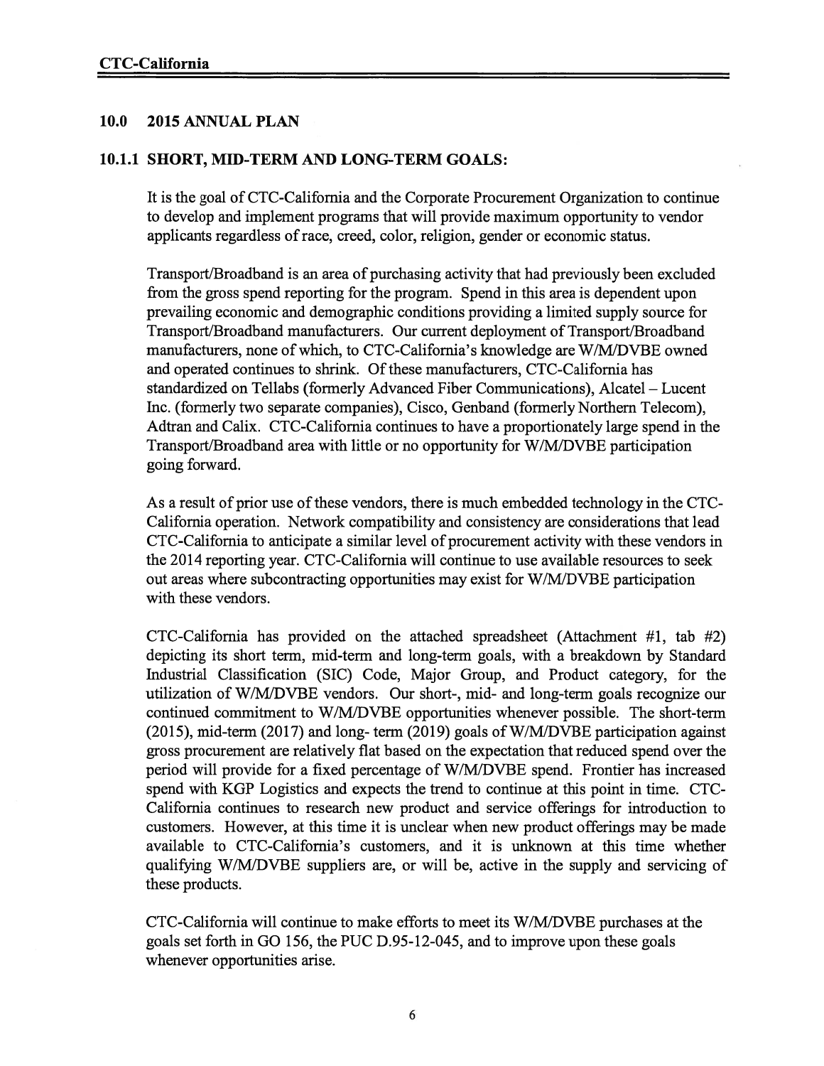## 10.0 2015 ANNUAL PLAN

### 10.1.1 SHORT, MID-TERM AND LONG-TERM GOALS:

It is the goal of CTC-California and the Corporate Procurement Organization to continue to develop and implement programs that will provide maximum opportunity to vendor applicants regardless of race, creed, color, religion, gender or economic status.

Transport/Broadband is an area of purchasing activity that had previously been excluded from the gross spend reporting for the program. Spend in this area is dependent upon prevailing economic and demographic conditions providing a limited supply source for Transport/Broadband manufacturers. Our current deployment of Transport/Broadband manufacturers, none of which, to CTC-California's knowledge are W/M/DVBE owned and operated continues to shrink. Of these manufacturers, CTC-California has standardized on Tellabs (formerly Advanced Fiber Communications), Alcatel – Lucent Inc. (formerly two separate companies), Cisco, Genband (formerly Northern Telecom), Adtran and Calix. CTC-California continues to have a proportionately large spend in the Transport/Broadband area with little or no opportunity for W/M/DVBE participation going forward.

As a result of prior use of these vendors, there is much embedded technology in the CTC-California operation. Network compatibility and consistency are considerations that lead CTC-California to anticipate a similar level of procurement activity with these vendors in the 2014 reporting year. CTC-California will continue to use available resources to seek out areas where subcontracting opportunities may exist for W/M/DVBE participation with these vendors.

CTC-California has provided on the attached spreadsheet (Attachment #1, tab #2) depicting its short term, mid-term and long-term goals, with a breakdown by Standard Industrial Classification (SIC) Code, Major Group, and Product category, for the utilization of W/M/DVBE vendors. Our short-, mid- and long-term goals recognize our continued commitment to W/M/DVBE opportunities whenever possible. The short-term (2015), mid-term (2017) and long- term (2019) goals of W/M/DVBE participation against gross procurement are relatively flat based on the expectation that reduced spend over the period will provide for a fixed percentage of W/M/DVBE spend. Frontier has increased spend with KGP Logistics and expects the trend to continue at this point in time. CTC-California continues to research new product and service offerings for introduction to customers. However, at this time it is unclear when new product offerings may be made available to CTC-California's customers, and it is unknown at this time whether qualifying W/M/DVBE suppliers are, or will be, active in the supply and servicing of these products.

CTC-California will continue to make efforts to meet its W/M/DVBE purchases at the goals set forth in GO 156, the PUC D.95-12-045, and to improve upon these goals whenever opportunities arise.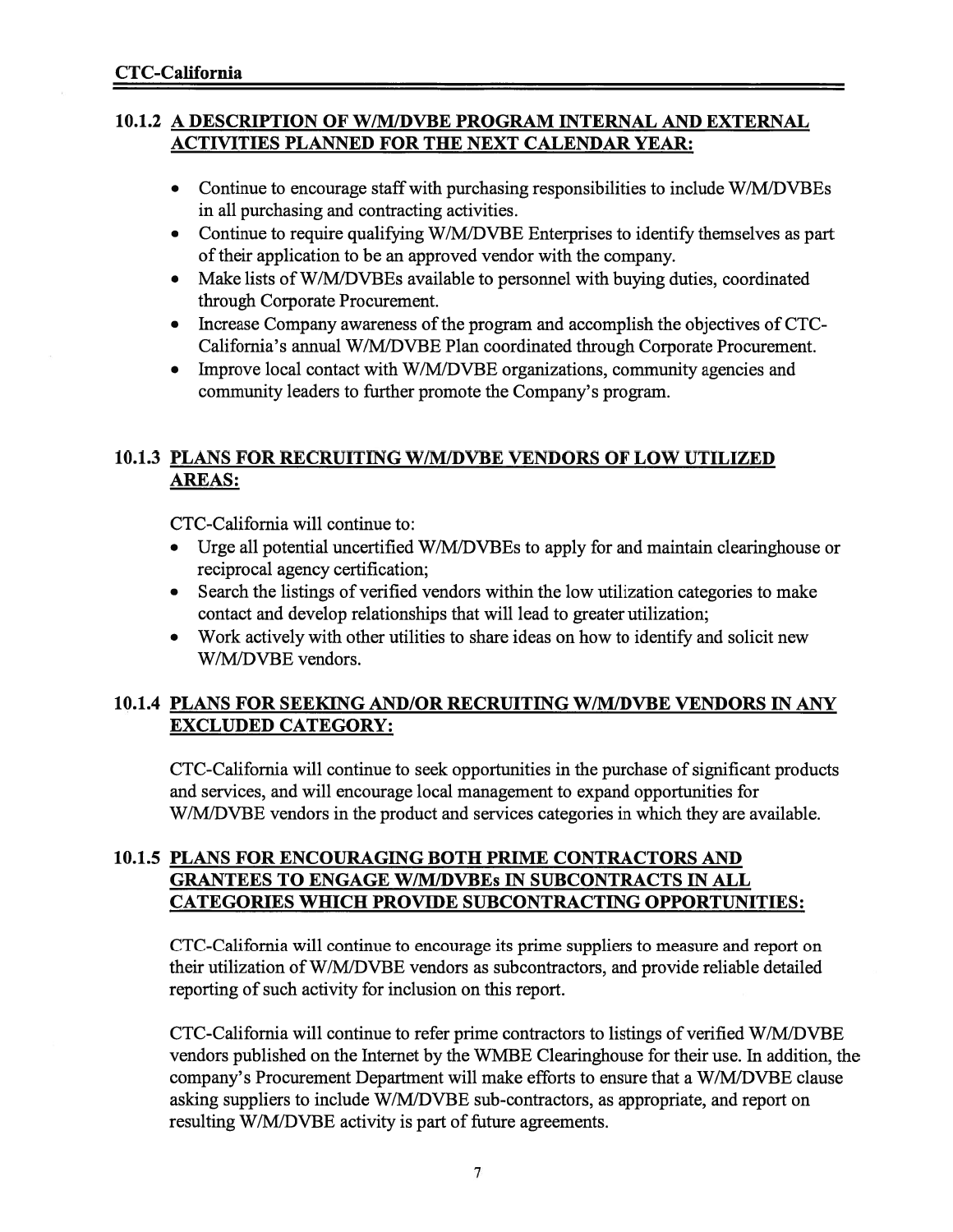### 10.1.2 A DESCRIPTION OF W/M/DVBE PROGRAM INTERNAL AND EXTERNAL ACTIVITIES PLANNED FOR THE NEXT CALENDAR YEAR:

- Continue to encourage staff with purchasing responsibilities to include W/M/DVBEs in all purchasing and contracting activities.
- Continue to require qualifying W/M/DVBE Enterprises to identify themselves as part of their application to be an approved vendor with the company.
- Make lists of W/M/DVBEs available to personnel with buying duties, coordinated through Corporate Procurement.
- Increase Company awareness of the program and accomplish the objectives of CTC-California's annual W/M/DVBE Plan coordinated through Corporate Procurement.
- Improve local contact with W/M/DVBE organizations, community agencies and community leaders to further promote the Company's program.

### 10.1.3 PLANS FOR RECRUITING W/M/DVBE VENDORS OF LOW UTILIZED AREAS:

CTC-California will continue to:

- Urge all potential uncertified W/M/DVBEs to apply for and maintain clearinghouse or reciprocal agency certification;
- Search the listings of verified vendors within the low utilization categories to make contact and develop relationships that will lead to greater utilization;
- Work actively with other utilities to share ideas on how to identify and solicit new W/M/DVBE vendors.

### 10.1.4 PLANS FOR SEEKING AND/OR RECRUITING W/M/DVBE VENDORS IN ANY EXCLUDED CATEGORY:

CTC-California will continue to seek opportunities in the purchase of significant products and services, and will encourage local management to expand opportunities for W/M/DVBE vendors in the product and services categories in which they are available.

### 10.1.5 PLANS FOR ENCOURAGING BOTH PRIME CONTRACTORS AND GRANTEES TO ENGAGE W/M/DVBEs IN SUBCONTRACTS IN ALL CATEGORIES WHICH PROVIDE SUBCONTRACTING OPPORTUNITIES:

CTC-California will continue to encourage its prime suppliers to measure and report on their utilization of W/M/DVBE vendors as subcontractors, and provide reliable detailed reporting of such activity for inclusion on this report.

CTC-California will continue to refer prime contractors to listings of verified W/M/DVBE vendors published on the Internet by the WMBE Clearinghouse for their use. In addition, the company's Procurement Department will make efforts to ensure that a W/M/DVBE clause asking suppliers to include W/M/DVBE sub-contractors, as appropriate, and report on resulting W/M/DVBE activity is part of future agreements.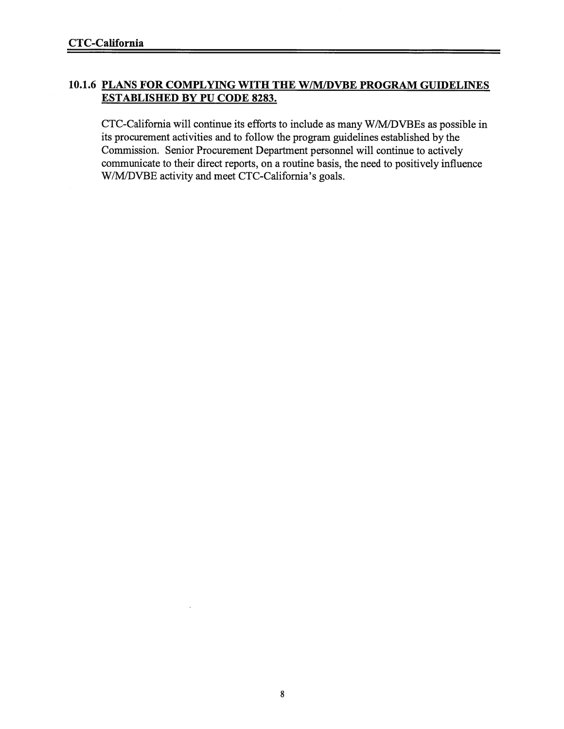### 10.1.6 PLANS FOR COMPLYING WITH THE W/M/DVBE PROGRAM GUIDELINES ESTABLISHED BY PU CODE 8283.

CTC-California will continue its efforts to include as many W/M/DVBEs as possible in its procurement activities and to follow the program guidelines established by the Commission. Senior Procurement Department personnel will continue to actively communicate to their direct reports, on a routine basis, the need to positively influence W/M/DVBE activity and meet CTC-California's goals.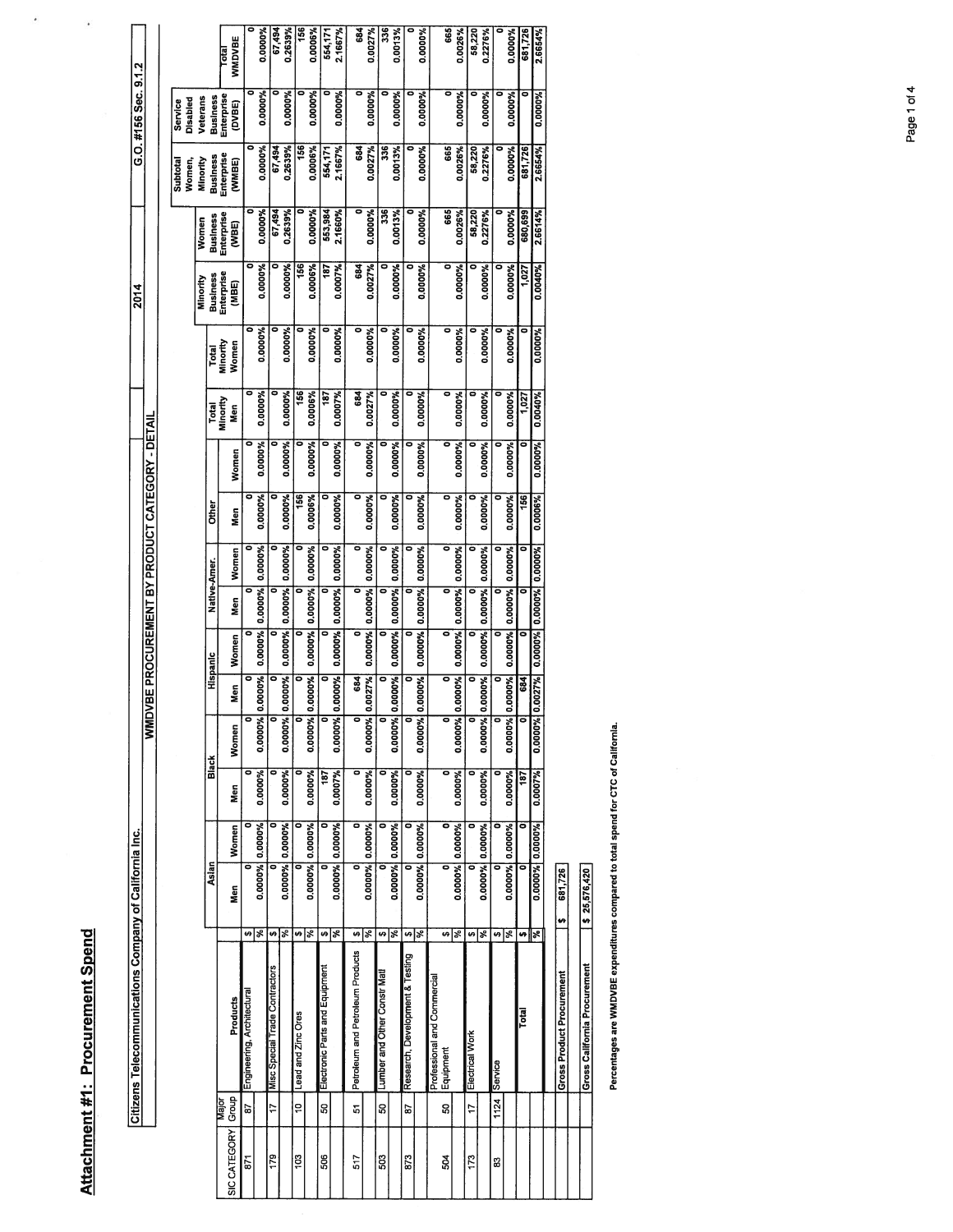## Attachment #1: Procurement Spend

| Citizens Telecommunications Company of California Inc. | 2014 | G.O. #156 Sec. 9.1.2 |
|---|---|---|

**WMDVBE PROCUREMENT BY PRODUCT CATEGORY - DETAIL**

| SIC CATEGORY | Major Group | Products | | Asian Men | Asian Women | Black Men | Black Women | Hispanic Men | Hispanic Women | Native-Amer. Men | Native-Amer. Women | Other Men | Other Women | Total Minority Men | Total Minority Women | Minority Business Enterprise (MBE) | Women Business Enterprise (WBE) | Subtotal Women, Minority Business Enterprise (WMBE) | Service Disabled Veterans Business Enterprise (DVBE) | Total WMDVBE |
|---|---|---|---|---|---|---|---|---|---|---|---|---|---|---|---|---|---|---|---|---|
| 871 | 87 | Engineering, Architectural | $ | 0 | 0 | 0 | 0 | 0 | 0 | 0 | 0 | 0 | 0 | 0 | 0 | 0 | 0 | 0 | 0 | 0 |
| | | | % | 0.0000% | 0.0000% | 0.0000% | 0.0000% | 0.0000% | 0.0000% | 0.0000% | 0.0000% | 0.0000% | 0.0000% | 0.0000% | 0.0000% | 0.0000% | 0.0000% | 0.0000% | 0.0000% | 0.0000% |
| 179 | 17 | Misc Special Trade Contractors | $ | 0 | 0 | 0 | 0 | 0 | 0 | 0 | 0 | 0 | 0 | 0 | 0 | 0 | 67,494 | 67,494 | 0 | 67,494 |
| | | | % | 0.0000% | 0.0000% | 0.0000% | 0.0000% | 0.0000% | 0.0000% | 0.0000% | 0.0000% | 0.0000% | 0.0000% | 0.0000% | 0.0000% | 0.0000% | 0.2639% | 0.2639% | 0.0000% | 0.2639% |
| 103 | 10 | Lead and Zinc Ores | $ | 0 | 0 | 0 | 0 | 0 | 0 | 0 | 0 | 156 | 0 | 156 | 0 | 156 | 0 | 156 | 0 | 156 |
| | | | % | 0.0000% | 0.0000% | 0.0000% | 0.0000% | 0.0000% | 0.0000% | 0.0000% | 0.0000% | 0.0006% | 0.0000% | 0.0006% | 0.0000% | 0.0006% | 0.0000% | 0.0006% | 0.0000% | 0.0006% |
| 506 | 50 | Electronic Parts and Equipment | $ | 0 | 0 | 187 | 0 | 0 | 0 | 0 | 0 | 0 | 0 | 187 | 0 | 187 | 553,984 | 554,171 | 0 | 554,171 |
| | | | % | 0.0000% | 0.0000% | 0.0007% | 0.0000% | 0.0000% | 0.0000% | 0.0000% | 0.0000% | 0.0000% | 0.0000% | 0.0007% | 0.0000% | 0.0007% | 2.1660% | 2.1667% | 0.0000% | 2.1667% |
| 517 | 51 | Petroleum and Petroleum Products | $ | 0 | 0 | 0 | 0 | 684 | 0 | 0 | 0 | 0 | 0 | 684 | 0 | 684 | 0 | 684 | 0 | 684 |
| | | | % | 0.0000% | 0.0000% | 0.0000% | 0.0000% | 0.0027% | 0.0000% | 0.0000% | 0.0000% | 0.0000% | 0.0000% | 0.0027% | 0.0000% | 0.0027% | 0.0000% | 0.0027% | 0.0000% | 0.0027% |
| 503 | 50 | Lumber and Other Constr Mat'l | $ | 0 | 0 | 0 | 0 | 0 | 0 | 0 | 0 | 0 | 0 | 0 | 0 | 0 | 336 | 336 | 0 | 336 |
| | | | % | 0.0000% | 0.0000% | 0.0000% | 0.0000% | 0.0000% | 0.0000% | 0.0000% | 0.0000% | 0.0000% | 0.0000% | 0.0000% | 0.0000% | 0.0000% | 0.0013% | 0.0013% | 0.0000% | 0.0013% |
| 873 | 87 | Research, Development & Testing | $ | 0 | 0 | 0 | 0 | 0 | 0 | 0 | 0 | 0 | 0 | 0 | 0 | 0 | 0 | 0 | 0 | 0 |
| | | | % | 0.0000% | 0.0000% | 0.0000% | 0.0000% | 0.0000% | 0.0000% | 0.0000% | 0.0000% | 0.0000% | 0.0000% | 0.0000% | 0.0000% | 0.0000% | 0.0000% | 0.0000% | 0.0000% | 0.0000% |
| 504 | 50 | Professional and Commercial Equipment | $ | 0 | 0 | 0 | 0 | 0 | 0 | 0 | 0 | 0 | 0 | 0 | 0 | 0 | 665 | 665 | 0 | 665 |
| | | | % | 0.0000% | 0.0000% | 0.0000% | 0.0000% | 0.0000% | 0.0000% | 0.0000% | 0.0000% | 0.0000% | 0.0000% | 0.0000% | 0.0000% | 0.0000% | 0.0026% | 0.0026% | 0.0000% | 0.0026% |
| 173 | 17 | Electrical Work | $ | 0 | 0 | 0 | 0 | 0 | 0 | 0 | 0 | 0 | 0 | 0 | 0 | 0 | 58,220 | 58,220 | 0 | 58,220 |
| | | | % | 0.0000% | 0.0000% | 0.0000% | 0.0000% | 0.0000% | 0.0000% | 0.0000% | 0.0000% | 0.0000% | 0.0000% | 0.0000% | 0.0000% | 0.0000% | 0.2276% | 0.2276% | 0.0000% | 0.2276% |
| 83 | 1124 | Service | $ | 0 | 0 | 0 | 0 | 0 | 0 | 0 | 0 | 0 | 0 | 0 | 0 | 0 | 0 | 0 | 0 | 0 |
| | | | % | 0.0000% | 0.0000% | 0.0000% | 0.0000% | 0.0000% | 0.0000% | 0.0000% | 0.0000% | 0.0000% | 0.0000% | 0.0000% | 0.0000% | 0.0000% | 0.0000% | 0.0000% | 0.0000% | 0.0000% |
| | | Total | $ | 0 | 0 | 187 | 0 | 684 | 0 | 0 | 0 | 156 | 0 | 1,027 | 0 | 1,027 | 680,699 | 681,726 | 0 | 681,726 |
| | | | % | 0.0000% | 0.0000% | 0.0007% | 0.0000% | 0.0027% | 0.0000% | 0.0000% | 0.0000% | 0.0006% | 0.0000% | 0.0040% | 0.0000% | 0.0040% | 2.6614% | 2.6654% | 0.0000% | 2.6654% |

| Gross Product Procurement | $ 681,726 |
|---|---|
| Gross California Procurement | $ 25,576,420 |

Percentages are WMDVBE expenditures compared to total spend for CTC of California.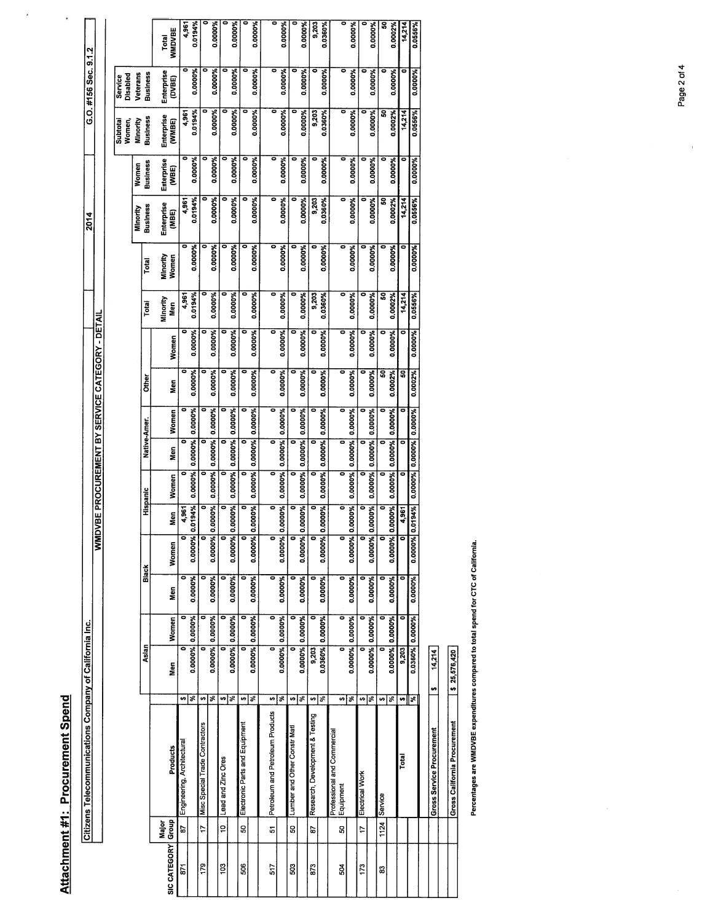## Attachment #1: Procurement Spend

Citizens Telecommunications Company of California Inc. | 2014 | G.O. #156 Sec. 9.1.2

WMDVBE PROCUREMENT BY SERVICE CATEGORY - DETAIL

| SIC CATEGORY | Major Group | Products | | Asian | | Black | | Hispanic | | Native-Amer. | | Other | | Total | Total | Minority Business | Women Business | Subtotal Women, Minority Business | Service Disabled Veterans Business | Total |
|---|---|---|---|---|---|---|---|---|---|---|---|---|---|---|---|---|---|---|---|---|
| | | | | Men | Women | Men | Women | Men | Women | Men | Women | Men | Women | Minority Men | Minority Women | Enterprise (MBE) | Enterprise (WBE) | Enterprise (WMBE) | Enterprise (DVBE) | WMDVBE |
| 871 | 87 | Engineering, Architectural | $ | 0 | 0 | 0 | 0 | 4,961 | 0 | 0 | 0 | 0 | 0 | 4,961 | 0 | 4,961 | 0 | 4,961 | 0 | 4,961 |
| | | | % | 0.0000% | 0.0000% | 0.0000% | 0.0000% | 0.0194% | 0.0000% | 0.0000% | 0.0000% | 0.0000% | 0.0000% | 0.0194% | 0.0000% | 0.0194% | 0.0000% | 0.0194% | 0.0000% | 0.0194% |
| 179 | 17 | Misc Special Trade Contractors | $ | 0 | 0 | 0 | 0 | 0 | 0 | 0 | 0 | 0 | 0 | 0 | 0 | 0 | 0 | 0 | 0 | 0 |
| | | | % | 0.0000% | 0.0000% | 0.0000% | 0.0000% | 0.0000% | 0.0000% | 0.0000% | 0.0000% | 0.0000% | 0.0000% | 0.0000% | 0.0000% | 0.0000% | 0.0000% | 0.0000% | 0.0000% | 0.0000% |
| 103 | 10 | Lead and Zinc Ores | $ | 0 | 0 | 0 | 0 | 0 | 0 | 0 | 0 | 0 | 0 | 0 | 0 | 0 | 0 | 0 | 0 | 0 |
| | | | % | 0.0000% | 0.0000% | 0.0000% | 0.0000% | 0.0000% | 0.0000% | 0.0000% | 0.0000% | 0.0000% | 0.0000% | 0.0000% | 0.0000% | 0.0000% | 0.0000% | 0.0000% | 0.0000% | 0.0000% |
| 506 | 50 | Electronic Parts and Equipment | $ | 0 | 0 | 0 | 0 | 0 | 0 | 0 | 0 | 0 | 0 | 0 | 0 | 0 | 0 | 0 | 0 | 0 |
| | | | % | 0.0000% | 0.0000% | 0.0000% | 0.0000% | 0.0000% | 0.0000% | 0.0000% | 0.0000% | 0.0000% | 0.0000% | 0.0000% | 0.0000% | 0.0000% | 0.0000% | 0.0000% | 0.0000% | 0.0000% |
| 517 | 51 | Petroleum and Petroleum Products | $ | 0 | 0 | 0 | 0 | 0 | 0 | 0 | 0 | 0 | 0 | 0 | 0 | 0 | 0 | 0 | 0 | 0 |
| | | | % | 0.0000% | 0.0000% | 0.0000% | 0.0000% | 0.0000% | 0.0000% | 0.0000% | 0.0000% | 0.0000% | 0.0000% | 0.0000% | 0.0000% | 0.0000% | 0.0000% | 0.0000% | 0.0000% | 0.0000% |
| 503 | 50 | Lumber and Other Constr Matl | $ | 0 | 0 | 0 | 0 | 0 | 0 | 0 | 0 | 0 | 0 | 0 | 0 | 0 | 0 | 0 | 0 | 0 |
| | | | % | 0.0000% | 0.0000% | 0.0000% | 0.0000% | 0.0000% | 0.0000% | 0.0000% | 0.0000% | 0.0000% | 0.0000% | 0.0000% | 0.0000% | 0.0000% | 0.0000% | 0.0000% | 0.0000% | 0.0000% |
| 873 | 87 | Research, Development & Testing | $ | 9,203 | 0 | 0 | 0 | 0 | 0 | 0 | 0 | 0 | 0 | 9,203 | 0 | 9,203 | 0 | 9,203 | 0 | 9,203 |
| | | | % | 0.0360% | 0.0000% | 0.0000% | 0.0000% | 0.0000% | 0.0000% | 0.0000% | 0.0000% | 0.0000% | 0.0000% | 0.0360% | 0.0000% | 0.0360% | 0.0000% | 0.0360% | 0.0000% | 0.0360% |
| 504 | 50 | Professional and Commercial Equipment | $ | 0 | 0 | 0 | 0 | 0 | 0 | 0 | 0 | 0 | 0 | 0 | 0 | 0 | 0 | 0 | 0 | 0 |
| | | | % | 0.0000% | 0.0000% | 0.0000% | 0.0000% | 0.0000% | 0.0000% | 0.0000% | 0.0000% | 0.0000% | 0.0000% | 0.0000% | 0.0000% | 0.0000% | 0.0000% | 0.0000% | 0.0000% | 0.0000% |
| 173 | 17 | Electrical Work | $ | 0 | 0 | 0 | 0 | 0 | 0 | 0 | 0 | 0 | 0 | 0 | 0 | 0 | 0 | 0 | 0 | 0 |
| | | | % | 0.0000% | 0.0000% | 0.0000% | 0.0000% | 0.0000% | 0.0000% | 0.0000% | 0.0000% | 0.0000% | 0.0000% | 0.0000% | 0.0000% | 0.0000% | 0.0000% | 0.0000% | 0.0000% | 0.0000% |
| 83 | 1124 | Service | $ | 0 | 0 | 0 | 0 | 0 | 0 | 0 | 0 | 50 | 0 | 50 | 0 | 50 | 0 | 50 | 0 | 50 |
| | | | % | 0.0000% | 0.0000% | 0.0000% | 0.0000% | 0.0000% | 0.0000% | 0.0000% | 0.0000% | 0.0002% | 0.0000% | 0.0002% | 0.0000% | 0.0002% | 0.0000% | 0.0002% | 0.0000% | 0.0002% |
| | | Total | $ | 9,203 | 0 | 0 | 0 | 4,961 | 0 | 0 | 0 | 50 | 0 | 14,214 | 0 | 14,214 | 0 | 14,214 | 0 | 14,214 |
| | | | % | 0.0360% | 0.0000% | 0.0000% | 0.0000% | 0.0194% | 0.0000% | 0.0000% | 0.0000% | 0.0002% | 0.0000% | 0.0556% | 0.0000% | 0.0556% | 0.0000% | 0.0556% | 0.0000% | 0.0556% |

| | |
|---|---|
| Gross Service Procurement | $ 14,214 |
| Gross California Procurement | $ 25,576,420 |

**Percentages are WMDVBE expenditures compared to total spend for CTC of California.**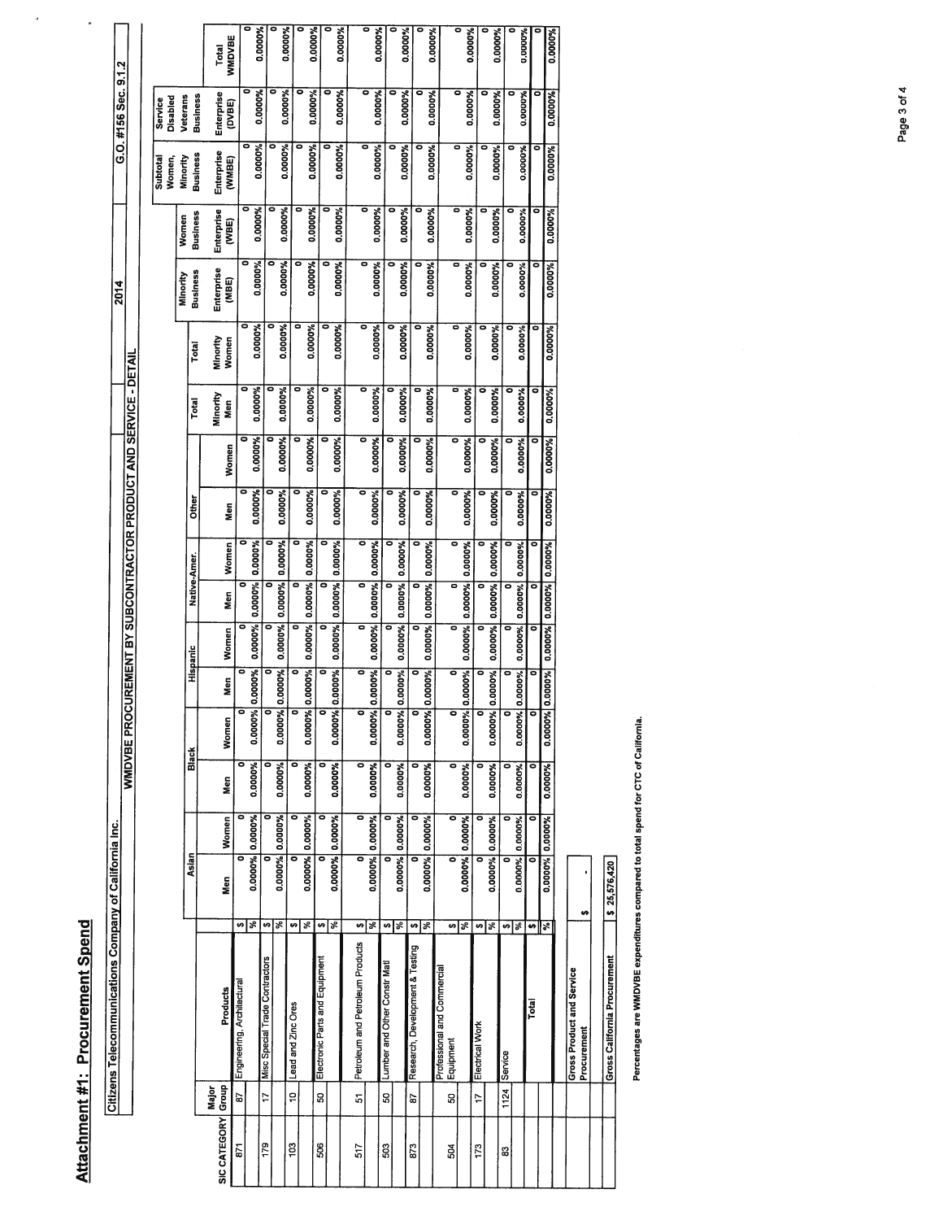## Attachment #1: Procurement Spend

| Citizens Telecommunications Company of California Inc. | 2014 | G.O. #156 Sec. 9.1.2 |
|---|---|---|

**WMDVBE PROCUREMENT BY SUBCONTRACTOR PRODUCT AND SERVICE - DETAIL**

| SIC CATEGORY | Major Group | Products | | Asian Men | Asian Women | Black Men | Black Women | Hispanic Men | Hispanic Women | Native-Amer. Men | Native-Amer. Women | Other Men | Other Women | Total Minority Men | Total Minority Women | Minority Business Enterprise (MBE) | Women Business Enterprise (WBE) | Subtotal Women, Minority Business Enterprise (WMBE) | Service Disabled Veterans Business Enterprise (DVBE) | Total WMDVBE |
|---|---|---|---|---|---|---|---|---|---|---|---|---|---|---|---|---|---|---|---|---|
| 871 | 87 | Engineering, Architectural | $ | 0 | 0 | 0 | 0 | 0 | 0 | 0 | 0 | 0 | 0 | 0 | 0 | 0 | 0 | 0 | 0 | 0 |
| | | | % | 0.0000% | 0.0000% | 0.0000% | 0.0000% | 0.0000% | 0.0000% | 0.0000% | 0.0000% | 0.0000% | 0.0000% | 0.0000% | 0.0000% | 0.0000% | 0.0000% | 0.0000% | 0.0000% | 0.0000% |
| 179 | 17 | Misc Special Trade Contractors | $ | 0 | 0 | 0 | 0 | 0 | 0 | 0 | 0 | 0 | 0 | 0 | 0 | 0 | 0 | 0 | 0 | 0 |
| | | | % | 0.0000% | 0.0000% | 0.0000% | 0.0000% | 0.0000% | 0.0000% | 0.0000% | 0.0000% | 0.0000% | 0.0000% | 0.0000% | 0.0000% | 0.0000% | 0.0000% | 0.0000% | 0.0000% | 0.0000% |
| 103 | 10 | Lead and Zinc Ores | $ | 0 | 0 | 0 | 0 | 0 | 0 | 0 | 0 | 0 | 0 | 0 | 0 | 0 | 0 | 0 | 0 | 0 |
| | | | % | 0.0000% | 0.0000% | 0.0000% | 0.0000% | 0.0000% | 0.0000% | 0.0000% | 0.0000% | 0.0000% | 0.0000% | 0.0000% | 0.0000% | 0.0000% | 0.0000% | 0.0000% | 0.0000% | 0.0000% |
| 506 | 50 | Electronic Parts and Equipment | $ | 0 | 0 | 0 | 0 | 0 | 0 | 0 | 0 | 0 | 0 | 0 | 0 | 0 | 0 | 0 | 0 | 0 |
| | | | % | 0.0000% | 0.0000% | 0.0000% | 0.0000% | 0.0000% | 0.0000% | 0.0000% | 0.0000% | 0.0000% | 0.0000% | 0.0000% | 0.0000% | 0.0000% | 0.0000% | 0.0000% | 0.0000% | 0.0000% |
| 517 | 51 | Petroleum and Petroleum Products | $ | 0 | 0 | 0 | 0 | 0 | 0 | 0 | 0 | 0 | 0 | 0 | 0 | 0 | 0 | 0 | 0 | 0 |
| | | | % | 0.0000% | 0.0000% | 0.0000% | 0.0000% | 0.0000% | 0.0000% | 0.0000% | 0.0000% | 0.0000% | 0.0000% | 0.0000% | 0.0000% | 0.0000% | 0.0000% | 0.0000% | 0.0000% | 0.0000% |
| 503 | 50 | Lumber and Other Constr Matl | $ | 0 | 0 | 0 | 0 | 0 | 0 | 0 | 0 | 0 | 0 | 0 | 0 | 0 | 0 | 0 | 0 | 0 |
| | | | % | 0.0000% | 0.0000% | 0.0000% | 0.0000% | 0.0000% | 0.0000% | 0.0000% | 0.0000% | 0.0000% | 0.0000% | 0.0000% | 0.0000% | 0.0000% | 0.0000% | 0.0000% | 0.0000% | 0.0000% |
| 873 | 87 | Research, Development & Testing | $ | 0 | 0 | 0 | 0 | 0 | 0 | 0 | 0 | 0 | 0 | 0 | 0 | 0 | 0 | 0 | 0 | 0 |
| | | | % | 0.0000% | 0.0000% | 0.0000% | 0.0000% | 0.0000% | 0.0000% | 0.0000% | 0.0000% | 0.0000% | 0.0000% | 0.0000% | 0.0000% | 0.0000% | 0.0000% | 0.0000% | 0.0000% | 0.0000% |
| 504 | 50 | Professional and Commercial Equipment | $ | 0 | 0 | 0 | 0 | 0 | 0 | 0 | 0 | 0 | 0 | 0 | 0 | 0 | 0 | 0 | 0 | 0 |
| | | | % | 0.0000% | 0.0000% | 0.0000% | 0.0000% | 0.0000% | 0.0000% | 0.0000% | 0.0000% | 0.0000% | 0.0000% | 0.0000% | 0.0000% | 0.0000% | 0.0000% | 0.0000% | 0.0000% | 0.0000% |
| 173 | 17 | Electrical Work | $ | 0 | 0 | 0 | 0 | 0 | 0 | 0 | 0 | 0 | 0 | 0 | 0 | 0 | 0 | 0 | 0 | 0 |
| | | | % | 0.0000% | 0.0000% | 0.0000% | 0.0000% | 0.0000% | 0.0000% | 0.0000% | 0.0000% | 0.0000% | 0.0000% | 0.0000% | 0.0000% | 0.0000% | 0.0000% | 0.0000% | 0.0000% | 0.0000% |
| 83 | 1124 | Service | $ | 0 | 0 | 0 | 0 | 0 | 0 | 0 | 0 | 0 | 0 | 0 | 0 | 0 | 0 | 0 | 0 | 0 |
| | | | % | 0.0000% | 0.0000% | 0.0000% | 0.0000% | 0.0000% | 0.0000% | 0.0000% | 0.0000% | 0.0000% | 0.0000% | 0.0000% | 0.0000% | 0.0000% | 0.0000% | 0.0000% | 0.0000% | 0.0000% |
| | | Total | $ | 0 | 0 | 0 | 0 | 0 | 0 | 0 | 0 | 0 | 0 | 0 | 0 | 0 | 0 | 0 | 0 | 0 |
| | | | % | 0.0000% | 0.0000% | 0.0000% | 0.0000% | 0.0000% | 0.0000% | 0.0000% | 0.0000% | 0.0000% | 0.0000% | 0.0000% | 0.0000% | 0.0000% | 0.0000% | 0.0000% | 0.0000% | 0.0000% |

| Gross Product and Service Procurement | $ - |
|---|---|
| Gross California Procurement | $ 25,576,420 |

Percentages are WMDVBE expenditures compared to total spend for CTC of California.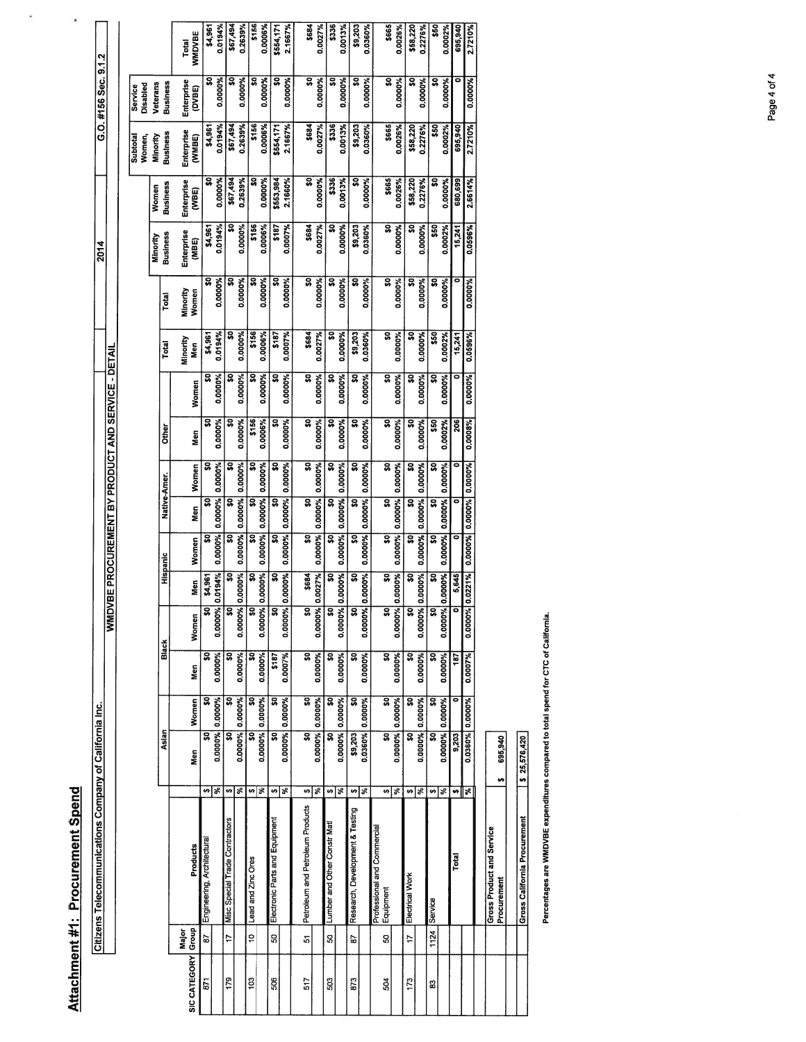# Attachment #1: Procurement Spend

Citizens Telecommunications Company of California Inc. | 2014 | G.O. #156 Sec. 9.1.2

## WMDVBE PROCUREMENT BY PRODUCT AND SERVICE - DETAIL

| SIC CATEGORY | Major Group | Products | | Asian Men | Asian Women | Black Men | Black Women | Hispanic Men | Hispanic Women | Native-Amer. Men | Native-Amer. Women | Other Men | Other Women | Total Minority Men | Total Minority Women | Minority Business Enterprise (MBE) | Women Business Enterprise (WBE) | Subtotal Women, Minority Business Enterprise (WMBE) | Service Disabled Veterans Business Enterprise (DVBE) | Total WMDVBE |
|---|---|---|---|---|---|---|---|---|---|---|---|---|---|---|---|---|---|---|---|---|
| 871 | 87 | Engineering, Architectural | $ | $0 | $0 | $0 | $0 | $4,961 | $0 | $0 | $0 | $0 | $0 | $4,961 | $0 | $4,961 | $0 | $4,961 | $0 | $4,961 |
| | | | % | 0.0000% | 0.0000% | 0.0000% | 0.0000% | 0.0194% | 0.0000% | 0.0000% | 0.0000% | 0.0000% | 0.0000% | 0.0194% | 0.0000% | 0.0194% | 0.0000% | 0.0194% | 0.0000% | 0.0194% |
| 179 | 17 | Misc Special Trade Contractors | $ | $0 | $0 | $0 | $0 | $0 | $0 | $0 | $0 | $0 | $0 | $0 | $0 | $0 | $67,494 | $67,494 | $0 | $67,494 |
| | | | % | 0.0000% | 0.0000% | 0.0000% | 0.0000% | 0.0000% | 0.0000% | 0.0000% | 0.0000% | 0.0000% | 0.0000% | 0.0000% | 0.0000% | 0.0000% | 0.2639% | 0.2639% | 0.0000% | 0.2639% |
| 103 | 10 | Lead and Zinc Ores | $ | $0 | $0 | $0 | $0 | $0 | $0 | $0 | $0 | $156 | $0 | $156 | $0 | $156 | $0 | $156 | $0 | $156 |
| | | | % | 0.0000% | 0.0000% | 0.0000% | 0.0000% | 0.0000% | 0.0000% | 0.0000% | 0.0000% | 0.0006% | 0.0000% | 0.0006% | 0.0000% | 0.0006% | 0.0000% | 0.0006% | 0.0000% | 0.0006% |
| 506 | 50 | Electronic Parts and Equipment | $ | $0 | $0 | $187 | $0 | $0 | $0 | $0 | $0 | $0 | $0 | $187 | $0 | $187 | $553,984 | $554,171 | $0 | $554,171 |
| | | | % | 0.0000% | 0.0000% | 0.0007% | 0.0000% | 0.0000% | 0.0000% | 0.0000% | 0.0000% | 0.0000% | 0.0000% | 0.0007% | 0.0000% | 0.0007% | 2.1660% | 2.1667% | 0.0000% | 2.1667% |
| 517 | 51 | Petroleum and Petroleum Products | $ | $0 | $0 | $0 | $0 | $684 | $0 | $0 | $0 | $0 | $0 | $684 | $0 | $684 | $0 | $684 | $0 | $684 |
| | | | % | 0.0000% | 0.0000% | 0.0000% | 0.0000% | 0.0027% | 0.0000% | 0.0000% | 0.0000% | 0.0000% | 0.0000% | 0.0027% | 0.0000% | 0.0027% | 0.0000% | 0.0027% | 0.0000% | 0.0027% |
| 503 | 50 | Lumber and Other Constr Matl | $ | $0 | $0 | $0 | $0 | $0 | $0 | $0 | $0 | $0 | $0 | $0 | $0 | $0 | $336 | $336 | $0 | $336 |
| | | | % | 0.0000% | 0.0000% | 0.0000% | 0.0000% | 0.0000% | 0.0000% | 0.0000% | 0.0000% | 0.0000% | 0.0000% | 0.0000% | 0.0000% | 0.0000% | 0.0013% | 0.0013% | 0.0000% | 0.0013% |
| 873 | 87 | Research, Development & Testing | $ | $9,203 | $0 | $0 | $0 | $0 | $0 | $0 | $0 | $0 | $0 | $9,203 | $0 | $9,203 | $0 | $9,203 | $0 | $9,203 |
| | | | % | 0.0360% | 0.0000% | 0.0000% | 0.0000% | 0.0000% | 0.0000% | 0.0000% | 0.0000% | 0.0000% | 0.0000% | 0.0360% | 0.0000% | 0.0360% | 0.0000% | 0.0360% | 0.0000% | 0.0360% |
| 504 | 50 | Professional and Commercial Equipment | $ | $0 | $0 | $0 | $0 | $0 | $0 | $0 | $0 | $0 | $0 | $0 | $0 | $0 | $665 | $665 | $0 | $665 |
| | | | % | 0.0000% | 0.0000% | 0.0000% | 0.0000% | 0.0000% | 0.0000% | 0.0000% | 0.0000% | 0.0000% | 0.0000% | 0.0000% | 0.0000% | 0.0000% | 0.0026% | 0.0026% | 0.0000% | 0.0026% |
| 173 | 17 | Electrical Work | $ | $0 | $0 | $0 | $0 | $0 | $0 | $0 | $0 | $0 | $0 | $0 | $0 | $0 | $58,220 | $58,220 | $0 | $58,220 |
| | | | % | 0.0000% | 0.0000% | 0.0000% | 0.0000% | 0.0000% | 0.0000% | 0.0000% | 0.0000% | 0.0000% | 0.0000% | 0.0000% | 0.0000% | 0.0000% | 0.2276% | 0.2276% | 0.0000% | 0.2276% |
| 83 | 1124 | Service | $ | $0 | $0 | $0 | $0 | $0 | $0 | $0 | $0 | $50 | $0 | $50 | $0 | $50 | $0 | $50 | $0 | $50 |
| | | | % | 0.0000% | 0.0000% | 0.0000% | 0.0000% | 0.0000% | 0.0000% | 0.0000% | 0.0000% | 0.0002% | 0.0000% | 0.0002% | 0.0000% | 0.0002% | 0.0000% | 0.0002% | 0.0000% | 0.0002% |
| | | Total | $ | 9,203 | 0 | 187 | 0 | 5,645 | 0 | 0 | 0 | 206 | 0 | 15,241 | 0 | 15,241 | 680,699 | 695,940 | 0 | 695,940 |
| | | | % | 0.0360% | 0.0000% | 0.0007% | 0.0000% | 0.0221% | 0.0000% | 0.0000% | 0.0000% | 0.0008% | 0.0000% | 0.0596% | 0.0000% | 0.0596% | 2.6614% | 2.7210% | 0.0000% | 2.7210% |

| | |
|---|---|
| Gross Product and Service Procurement | $ 695,940 |
| Gross California Procurement | $ 25,576,420 |

Percentages are WMDVBE expenditures compared to total spend for CTC of California.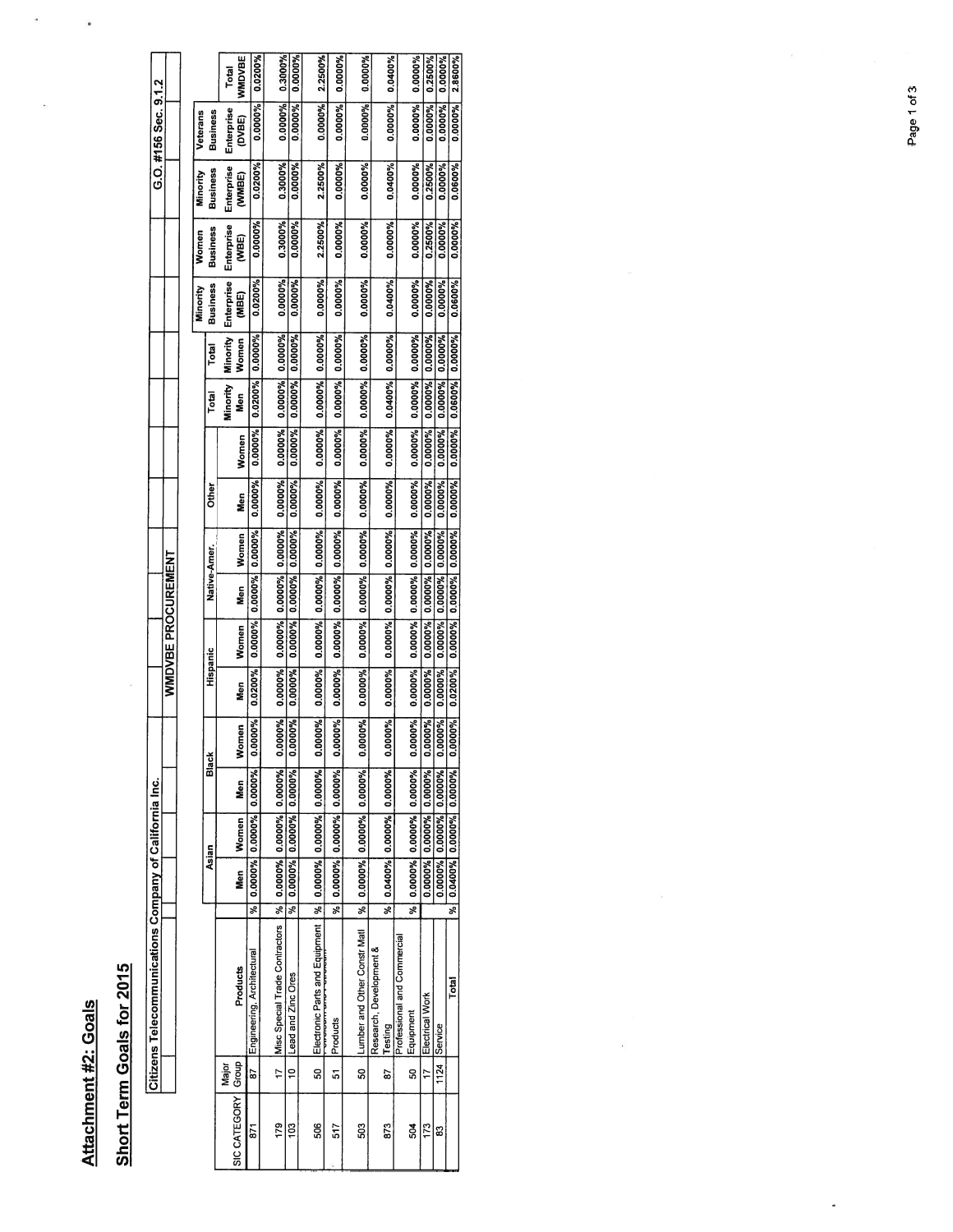# Attachment #2: Goals

## Short Term Goals for 2015

Citizens Telecommunications Company of California Inc. — G.O. #156 Sec. 9.1.2

WMDVBE PROCUREMENT

| SIC CATEGORY | Major Group | Products | | Asian | | Black | | Hispanic | | Native-Amer. | | Other | | Total | Total | Minority Business Enterprise (MBE) | Women Business Enterprise (WBE) | Minority Business Enterprise (WMBE) | Veterans Business Enterprise (DVBE) | Total WMDVBE |
|---|---|---|---|---|---|---|---|---|---|---|---|---|---|---|---|---|---|---|---|---|
| | | | | Men | Women | Men | Women | Men | Women | Men | Women | Men | Women | Minority Men | Minority Women | | | | | |
| 871 | 87 | Engineering, Architectural | % | 0.0000% | 0.0000% | 0.0000% | 0.0000% | 0.0200% | 0.0000% | 0.0000% | 0.0000% | 0.0000% | 0.0000% | 0.0200% | 0.0000% | 0.0200% | 0.0000% | 0.0200% | 0.0000% | 0.0200% |
| 179 | 17 | Misc Special Trade Contractors | % | 0.0000% | 0.0000% | 0.0000% | 0.0000% | 0.0000% | 0.0000% | 0.0000% | 0.0000% | 0.0000% | 0.0000% | 0.0000% | 0.0000% | 0.0000% | 0.3000% | 0.3000% | 0.0000% | 0.3000% |
| 103 | 10 | Lead and Zinc Ores | % | 0.0000% | 0.0000% | 0.0000% | 0.0000% | 0.0000% | 0.0000% | 0.0000% | 0.0000% | 0.0000% | 0.0000% | 0.0000% | 0.0000% | 0.0000% | 0.0000% | 0.0000% | 0.0000% | 0.0000% |
| 506 | 50 | Electronic Parts and Equipment | % | 0.0000% | 0.0000% | 0.0000% | 0.0000% | 0.0000% | 0.0000% | 0.0000% | 0.0000% | 0.0000% | 0.0000% | 0.0000% | 0.0000% | 0.0000% | 2.2500% | 2.2500% | 0.0000% | 2.2500% |
| 517 | 51 | Petroleum and Petroleum Products | % | 0.0000% | 0.0000% | 0.0000% | 0.0000% | 0.0000% | 0.0000% | 0.0000% | 0.0000% | 0.0000% | 0.0000% | 0.0000% | 0.0000% | 0.0000% | 0.0000% | 0.0000% | 0.0000% | 0.0000% |
| 503 | 50 | Lumber and Other Constr Matl | % | 0.0000% | 0.0000% | 0.0000% | 0.0000% | 0.0000% | 0.0000% | 0.0000% | 0.0000% | 0.0000% | 0.0000% | 0.0000% | 0.0000% | 0.0000% | 0.0000% | 0.0000% | 0.0000% | 0.0000% |
| 873 | 87 | Research, Development & Testing | % | 0.0400% | 0.0000% | 0.0000% | 0.0000% | 0.0000% | 0.0000% | 0.0000% | 0.0000% | 0.0000% | 0.0000% | 0.0400% | 0.0000% | 0.0400% | 0.0000% | 0.0400% | 0.0000% | 0.0400% |
| 504 | 50 | Professional and Commercial Equipment | % | 0.0000% | 0.0000% | 0.0000% | 0.0000% | 0.0000% | 0.0000% | 0.0000% | 0.0000% | 0.0000% | 0.0000% | 0.0000% | 0.0000% | 0.0000% | 0.0000% | 0.0000% | 0.0000% | 0.0000% |
| 173 | 17 | Electrical Work | | 0.0000% | 0.0000% | 0.0000% | 0.0000% | 0.0000% | 0.0000% | 0.0000% | 0.0000% | 0.0000% | 0.0000% | 0.0000% | 0.0000% | 0.0000% | 0.2500% | 0.2500% | 0.0000% | 0.2500% |
| 83 | 1124 | Service | | 0.0000% | 0.0000% | 0.0000% | 0.0000% | 0.0000% | 0.0000% | 0.0000% | 0.0000% | 0.0000% | 0.0000% | 0.0000% | 0.0000% | 0.0000% | 0.0000% | 0.0000% | 0.0000% | 0.0000% |
| | | Total | % | 0.0400% | 0.0000% | 0.0000% | 0.0000% | 0.0200% | 0.0000% | 0.0000% | 0.0000% | 0.0000% | 0.0000% | 0.0600% | 0.0000% | 0.0600% | 0.0000% | 0.0600% | 0.0000% | 2.8600% |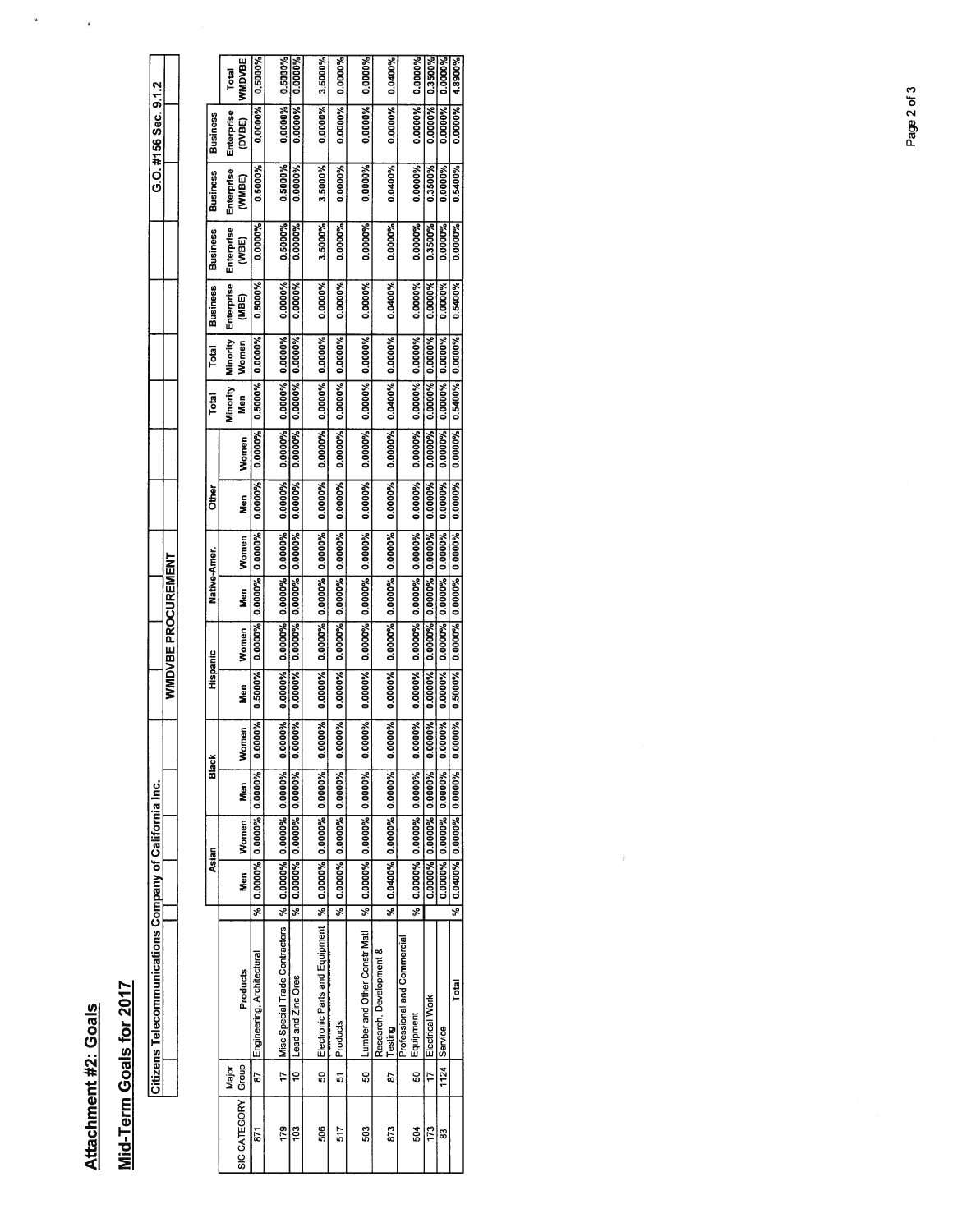# Attachment #2: Goals

## Mid-Term Goals for 2017

Citizens Telecommunications Company of California Inc. — G.O. #156 Sec. 9.1.2

WMDVBE PROCUREMENT

| SIC CATEGORY | Major Group | Products | | Asian | | Black | | Hispanic | | Native-Amer. | | Other | | Total Minority Men | Total Minority Women | Business Enterprise (MBE) | Business Enterprise (WBE) | Business Enterprise (WMBE) | Business Enterprise (DVBE) | Total WMDVBE |
|---|---|---|---|---|---|---|---|---|---|---|---|---|---|---|---|---|---|---|---|---|
| | | | | Men | Women | Men | Women | Men | Women | Men | Women | Men | Women | | | | | | | |
| 871 | 87 | Engineering, Architectural | % | 0.0000% | 0.0000% | 0.0000% | 0.0000% | 0.5000% | 0.0000% | 0.0000% | 0.0000% | 0.0000% | 0.0000% | 0.5000% | 0.0000% | 0.5000% | 0.0000% | 0.5000% | 0.0000% | 0.5000% |
| 179 | 17 | Misc Special Trade Contractors | % | 0.0000% | 0.0000% | 0.0000% | 0.0000% | 0.0000% | 0.0000% | 0.0000% | 0.0000% | 0.0000% | 0.0000% | 0.0000% | 0.0000% | 0.0000% | 0.5000% | 0.5000% | 0.0000% | 0.5000% |
| 103 | 10 | Lead and Zinc Ores | % | 0.0000% | 0.0000% | 0.0000% | 0.0000% | 0.0000% | 0.0000% | 0.0000% | 0.0000% | 0.0000% | 0.0000% | 0.0000% | 0.0000% | 0.0000% | 0.0000% | 0.0000% | 0.0000% | 0.0000% |
| 506 | 50 | Electronic Parts and Equipment | % | 0.0000% | 0.0000% | 0.0000% | 0.0000% | 0.0000% | 0.0000% | 0.0000% | 0.0000% | 0.0000% | 0.0000% | 0.0000% | 0.0000% | 0.0000% | 3.5000% | 3.5000% | 0.0000% | 3.5000% |
| 517 | 51 | Products | % | 0.0000% | 0.0000% | 0.0000% | 0.0000% | 0.0000% | 0.0000% | 0.0000% | 0.0000% | 0.0000% | 0.0000% | 0.0000% | 0.0000% | 0.0000% | 0.0000% | 0.0000% | 0.0000% | 0.0000% |
| 503 | 50 | Lumber and Other Constr Matl | % | 0.0000% | 0.0000% | 0.0000% | 0.0000% | 0.0000% | 0.0000% | 0.0000% | 0.0000% | 0.0000% | 0.0000% | 0.0000% | 0.0000% | 0.0000% | 0.0000% | 0.0000% | 0.0000% | 0.0000% |
| 873 | 87 | Research, Development & Testing | % | 0.0400% | 0.0000% | 0.0000% | 0.0000% | 0.0000% | 0.0000% | 0.0000% | 0.0000% | 0.0000% | 0.0000% | 0.0400% | 0.0000% | 0.0400% | 0.0000% | 0.0400% | 0.0000% | 0.0400% |
| 504 | 50 | Professional and Commercial Equipment | % | 0.0000% | 0.0000% | 0.0000% | 0.0000% | 0.0000% | 0.0000% | 0.0000% | 0.0000% | 0.0000% | 0.0000% | 0.0000% | 0.0000% | 0.0000% | 0.0000% | 0.0000% | 0.0000% | 0.0000% |
| 173 | 17 | Electrical Work | | 0.0000% | 0.0000% | 0.0000% | 0.0000% | 0.0000% | 0.0000% | 0.0000% | 0.0000% | 0.0000% | 0.0000% | 0.0000% | 0.0000% | 0.0000% | 0.3500% | 0.3500% | 0.0000% | 0.3500% |
| 83 | 1124 | Service | | 0.0000% | 0.0000% | 0.0000% | 0.0000% | 0.0000% | 0.0000% | 0.0000% | 0.0000% | 0.0000% | 0.0000% | 0.0000% | 0.0000% | 0.0000% | 0.0000% | 0.0000% | 0.0000% | 0.0000% |
| | | Total | % | 0.0400% | 0.0000% | 0.0000% | 0.0000% | 0.5000% | 0.0000% | 0.0000% | 0.0000% | 0.0000% | 0.0000% | 0.5400% | 0.0000% | 0.5400% | 0.0000% | 0.5400% | 0.0000% | 4.8900% |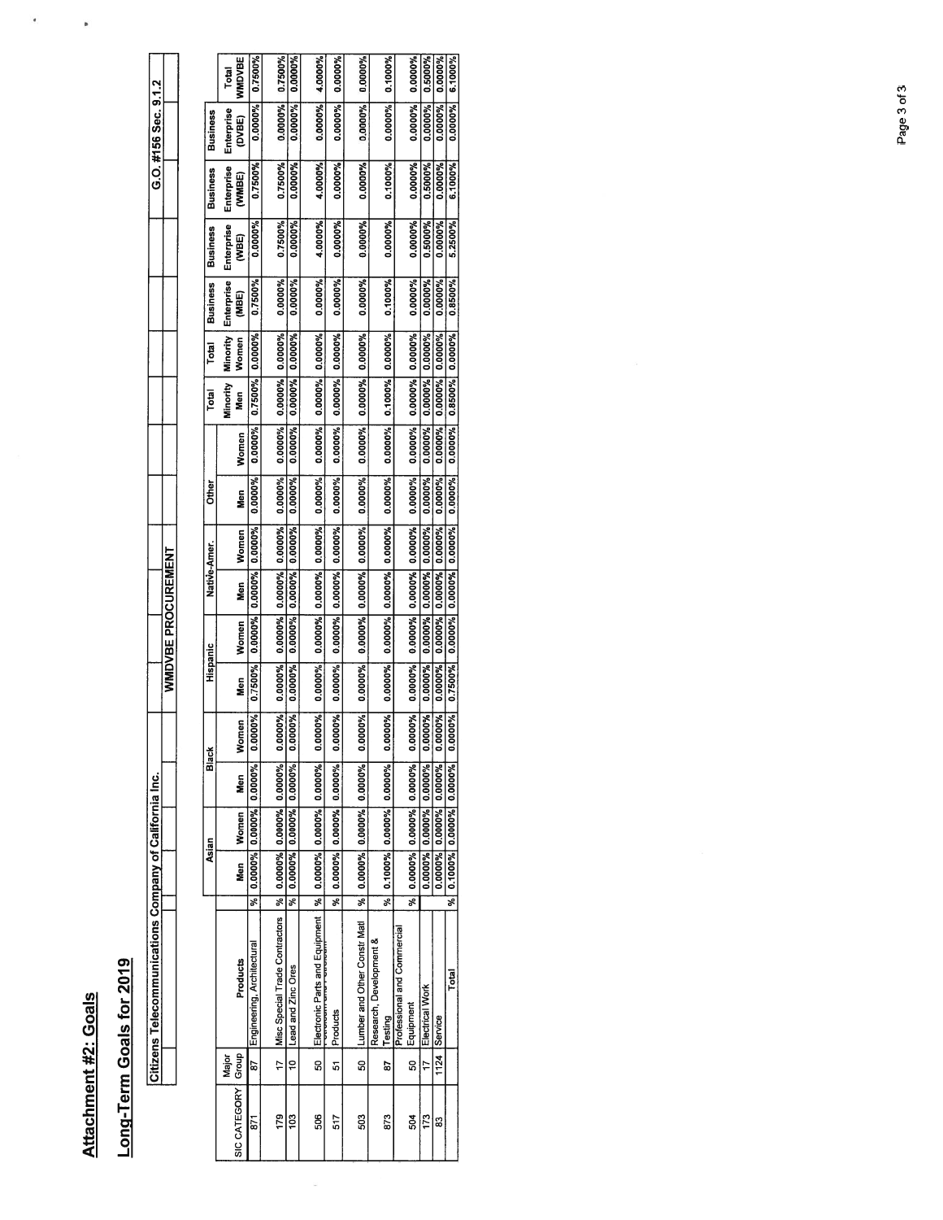# Attachment #2: Goals

## Long-Term Goals for 2019

| Citizens Telecommunications Company of California Inc. | | | | | | | | | | | | | | | | | | | | | G.O. #156 Sec. 9.1.2 |
|---|---|---|---|---|---|---|---|---|---|---|---|---|---|---|---|---|---|---|---|---|---|
| | | | | | | | | WMDVBE PROCUREMENT | | | | | | | | | | | | | |

| SIC CATEGORY | Major Group | Products | | Asian | | Black | | Hispanic | | Native-Amer. | | Other | | Total Minority | Total Minority | Business Enterprise | Business Enterprise | Business Enterprise | Business Enterprise | Total |
|---|---|---|---|---|---|---|---|---|---|---|---|---|---|---|---|---|---|---|---|---|
| | | | | Men | Women | Men | Women | Men | Women | Men | Women | Men | Women | Men | Women | (MBE) | (WBE) | (WMBE) | (DVBE) | WMDVBE |
| 871 | 87 | Engineering, Architectural | % | 0.0000% | 0.0000% | 0.0000% | 0.0000% | 0.7500% | 0.0000% | 0.0000% | 0.0000% | 0.0000% | 0.0000% | 0.7500% | 0.0000% | 0.7500% | 0.0000% | 0.7500% | 0.0000% | 0.7500% |
| 179 | 17 | Misc Special Trade Contractors | % | 0.0000% | 0.0000% | 0.0000% | 0.0000% | 0.0000% | 0.0000% | 0.0000% | 0.0000% | 0.0000% | 0.0000% | 0.0000% | 0.0000% | 0.0000% | 0.7500% | 0.7500% | 0.0000% | 0.7500% |
| 103 | 10 | Lead and Zinc Ores | % | 0.0000% | 0.0000% | 0.0000% | 0.0000% | 0.0000% | 0.0000% | 0.0000% | 0.0000% | 0.0000% | 0.0000% | 0.0000% | 0.0000% | 0.0000% | 0.0000% | 0.0000% | 0.0000% | 0.0000% |
| 506 | 50 | Electronic Parts and Equipment | % | 0.0000% | 0.0000% | 0.0000% | 0.0000% | 0.0000% | 0.0000% | 0.0000% | 0.0000% | 0.0000% | 0.0000% | 0.0000% | 0.0000% | 0.0000% | 4.0000% | 4.0000% | 0.0000% | 4.0000% |
| 517 | 51 | Petroleum and Petroleum Products | % | 0.0000% | 0.0000% | 0.0000% | 0.0000% | 0.0000% | 0.0000% | 0.0000% | 0.0000% | 0.0000% | 0.0000% | 0.0000% | 0.0000% | 0.0000% | 0.0000% | 0.0000% | 0.0000% | 0.0000% |
| 503 | 50 | Lumber and Other Constr Matl | % | 0.0000% | 0.0000% | 0.0000% | 0.0000% | 0.0000% | 0.0000% | 0.0000% | 0.0000% | 0.0000% | 0.0000% | 0.0000% | 0.0000% | 0.0000% | 0.0000% | 0.0000% | 0.0000% | 0.0000% |
| 873 | 87 | Research, Development & Testing | % | 0.1000% | 0.0000% | 0.0000% | 0.0000% | 0.0000% | 0.0000% | 0.0000% | 0.0000% | 0.0000% | 0.0000% | 0.1000% | 0.0000% | 0.1000% | 0.0000% | 0.1000% | 0.0000% | 0.1000% |
| 504 | 50 | Professional and Commercial Equipment | % | 0.0000% | 0.0000% | 0.0000% | 0.0000% | 0.0000% | 0.0000% | 0.0000% | 0.0000% | 0.0000% | 0.0000% | 0.0000% | 0.0000% | 0.0000% | 0.0000% | 0.0000% | 0.0000% | 0.0000% |
| 173 | 17 | Electrical Work | | 0.0000% | 0.0000% | 0.0000% | 0.0000% | 0.0000% | 0.0000% | 0.0000% | 0.0000% | 0.0000% | 0.0000% | 0.0000% | 0.0000% | 0.0000% | 0.5000% | 0.5000% | 0.0000% | 0.5000% |
| 83 | 1124 | Service | | 0.0000% | 0.0000% | 0.0000% | 0.0000% | 0.0000% | 0.0000% | 0.0000% | 0.0000% | 0.0000% | 0.0000% | 0.0000% | 0.0000% | 0.0000% | 0.0000% | 0.0000% | 0.0000% | 0.0000% |
| | | Total | % | 0.1000% | 0.0000% | 0.0000% | 0.0000% | 0.7500% | 0.0000% | 0.0000% | 0.0000% | 0.0000% | 0.0000% | 0.8500% | 0.0000% | 0.8500% | 5.2500% | 6.1000% | 0.0000% | 6.1000% |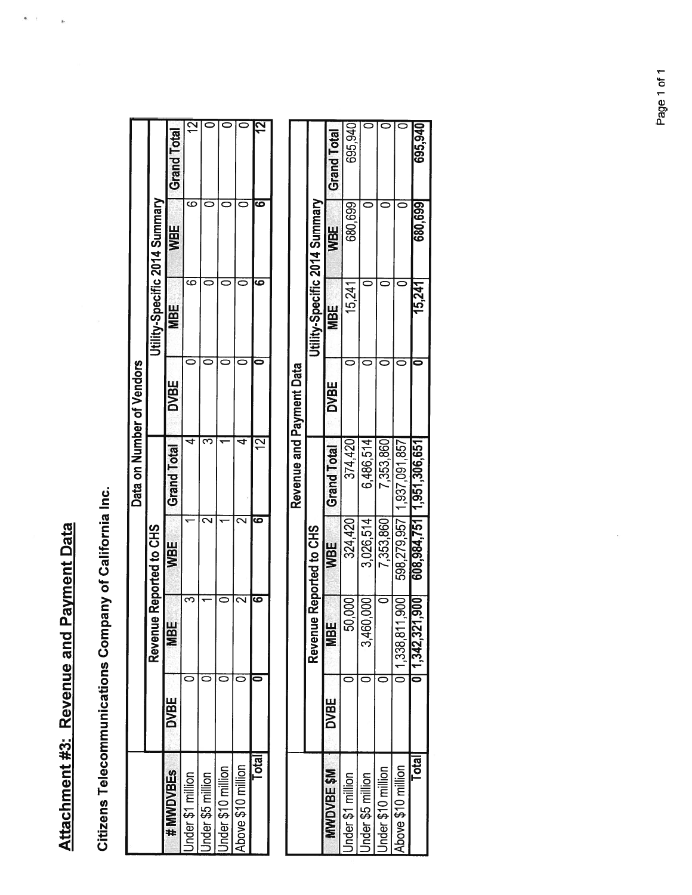# Attachment #3: Revenue and Payment Data

## Citizens Telecommunications Company of California Inc.

| | Data on Number of Vendors | | | | | | | |
|---|---|---|---|---|---|---|---|---|
| | Revenue Reported to CHS | | | | Utility-Specific 2014 Summary | | | |
| # MWDVBEs | DVBE | MBE | WBE | Grand Total | DVBE | MBE | WBE | Grand Total |
| Under $1 million | 0 | 3 | 1 | 4 | 0 | 6 | 6 | 12 |
| Under $5 million | 0 | 1 | 2 | 3 | 0 | 0 | 0 | 0 |
| Under $10 million | 0 | 0 | 1 | 1 | 0 | 0 | 0 | 0 |
| Above $10 million | 0 | 2 | 2 | 4 | 0 | 0 | 0 | 0 |
| **Total** | **0** | **6** | **6** | 12 | **0** | **6** | **6** | **12** |

| | Revenue and Payment Data | | | | | | | |
|---|---|---|---|---|---|---|---|---|
| | Revenue Reported to CHS | | | | Utility-Specific 2014 Summary | | | |
| MWDVBE $M | DVBE | MBE | WBE | Grand Total | DVBE | MBE | WBE | Grand Total |
| Under $1 million | 0 | 50,000 | 324,420 | 374,420 | 0 | 15,241 | 680,699 | 695,940 |
| Under $5 million | 0 | 3,460,000 | 3,026,514 | 6,486,514 | 0 | 0 | 0 | 0 |
| Under $10 million | 0 | 0 | 7,353,860 | 7,353,860 | 0 | 0 | 0 | 0 |
| Above $10 million | 0 | 1,338,811,900 | 598,279,957 | 1,937,091,857 | 0 | 0 | 0 | 0 |
| **Total** | **0** | **1,342,321,900** | **608,984,751** | **1,951,306,651** | **0** | **15,241** | **680,699** | **695,940** |